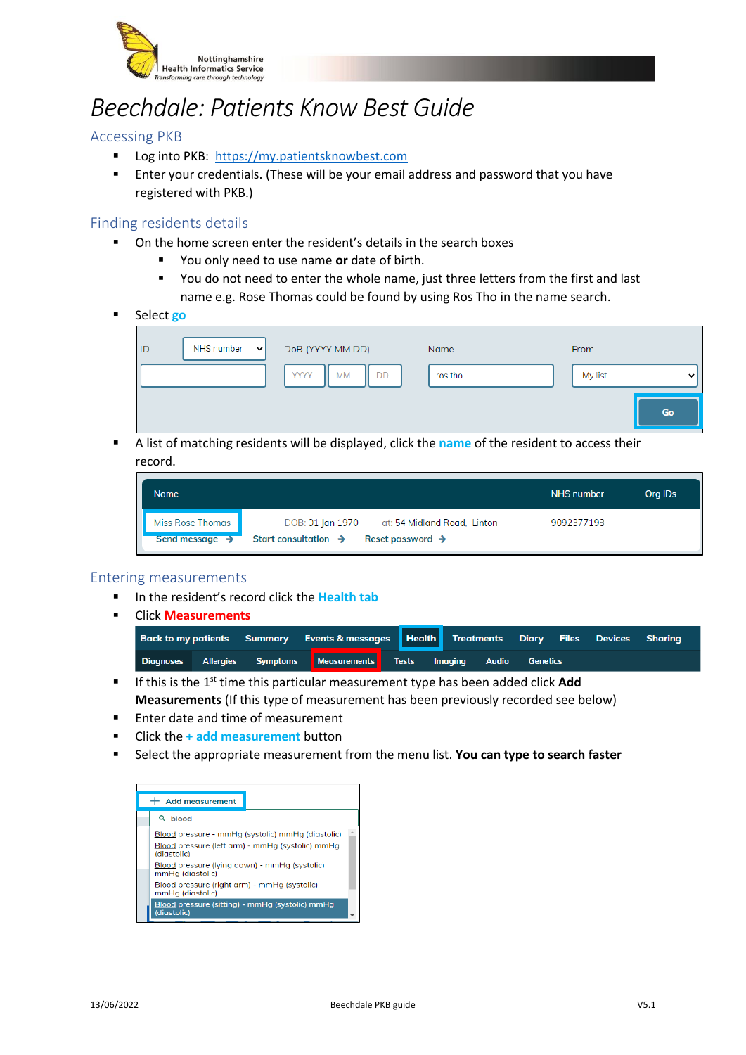# Beechdale: Patients Know Best Guide

## Accessing PKB

- Log into PKB: https://my.patientsknowbest.com
- Enter your credentials. (These will be your email address and password that you have registered with PKB.)

## Finding residents details

- On the home screen enter the resident's details in the search boxes
  - You only need to use name **or** date of birth.
  - You do not need to enter the whole name, just three letters from the first and last name e.g. Rose Thomas could be found by using Ros Tho in the name search.
- Select **go**

- A list of matching residents will be displayed, click the **name** of the resident to access their record.

## Entering measurements

- In the resident's record click the **Health tab**
- Click **Measurements**

- If this is the 1st time this particular measurement type has been added click **Add Measurements** (If this type of measurement has been previously recorded see below)
- Enter date and time of measurement
- Click the **+ add measurement** button
- Select the appropriate measurement from the menu list. **You can type to search faster**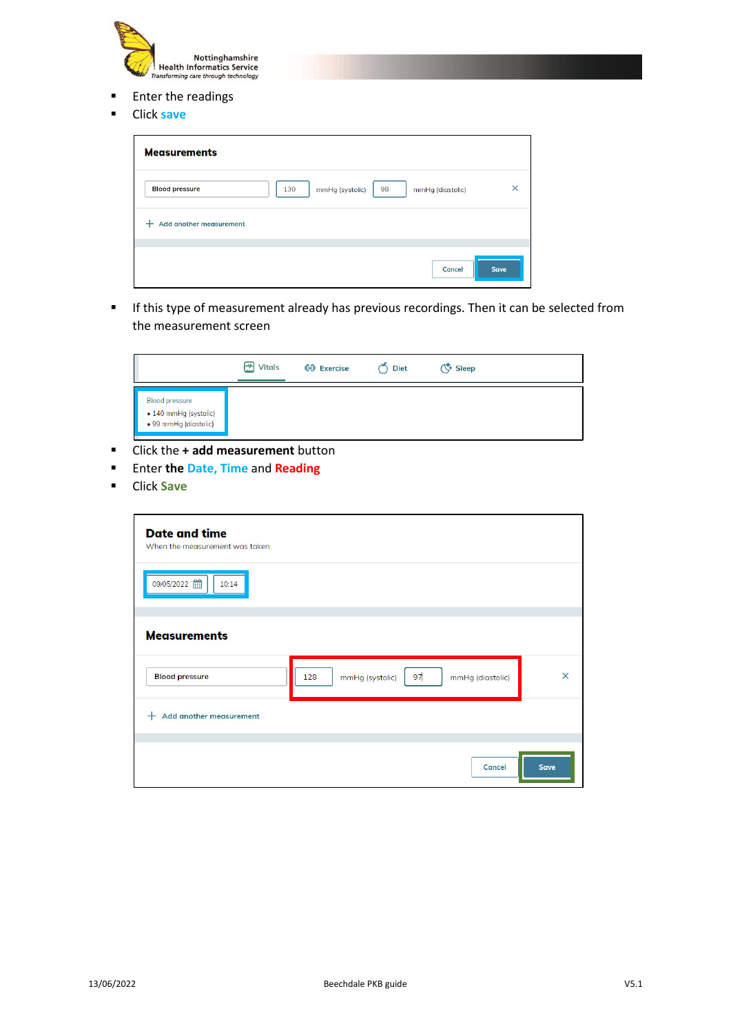- Enter the readings
- Click save

Measurements

Blood pressure | 130 mmHg (systolic) | 98 mmHg (diastolic)

Add another measurement

Cancel | Save

- If this type of measurement already has previous recordings. Then it can be selected from the measurement screen

Vitals | Exercise | Diet | Sleep

Blood pressure
- 140 mmHg (systolic)
- 99 mmHg (diastolic)

- Click the **+ add measurement** button
- Enter **the** Date, Time and Reading
- Click Save

**Date and time**

When the measurement was taken

09/05/2022 | 10:14

**Measurements**

Blood pressure | 128 mmHg (systolic) | 97 mmHg (diastolic)

Add another measurement

Cancel | Save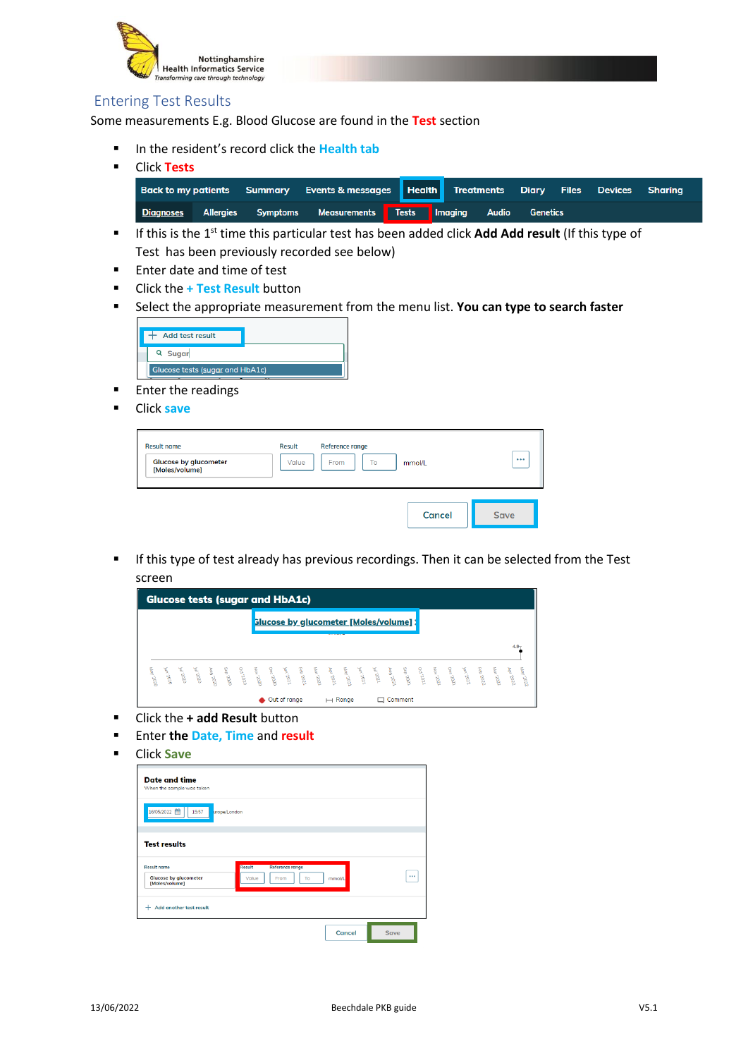## Entering Test Results

Some measurements E.g. Blood Glucose are found in the **Test** section

- In the resident's record click the **Health tab**
- Click **Tests**

Back to my patients | Summary | Events & messages | Health | Treatments | Diary | Files | Devices | Sharing

Diagnoses | Allergies | Symptoms | Measurements | Tests | Imaging | Audio | Genetics

- If this is the 1st time this particular test has been added click **Add Add result** (If this type of Test has been previously recorded see below)
- Enter date and time of test
- Click the **+ Test Result** button
- Select the appropriate measurement from the menu list. **You can type to search faster**

+ Add test result

Sugar

Glucose tests (sugar and HbA1c)

- Enter the readings
- Click **save**

| Result name | Result | Reference range | | |
|---|---|---|---|---|
| Glucose by glucometer [Moles/volume] | Value | From | To | mmol/L |

Cancel | Save

- If this type of test already has previous recordings. Then it can be selected from the Test screen

**Glucose tests (sugar and HbA1c)**

Glucose by glucometer [Moles/volume]

Out of range | Range | Comment

- Click the **+ add Result** button
- Enter **the Date, Time** and **result**
- Click **Save**

**Date and time**

When the sample was taken

16/05/2022 | 15:57 | Europe/London

**Test results**

| Result name | Result | Reference range | | |
|---|---|---|---|---|
| Glucose by glucometer [Moles/volume] | Value | From | To | mmol/L |

+ Add another test result

Cancel | Save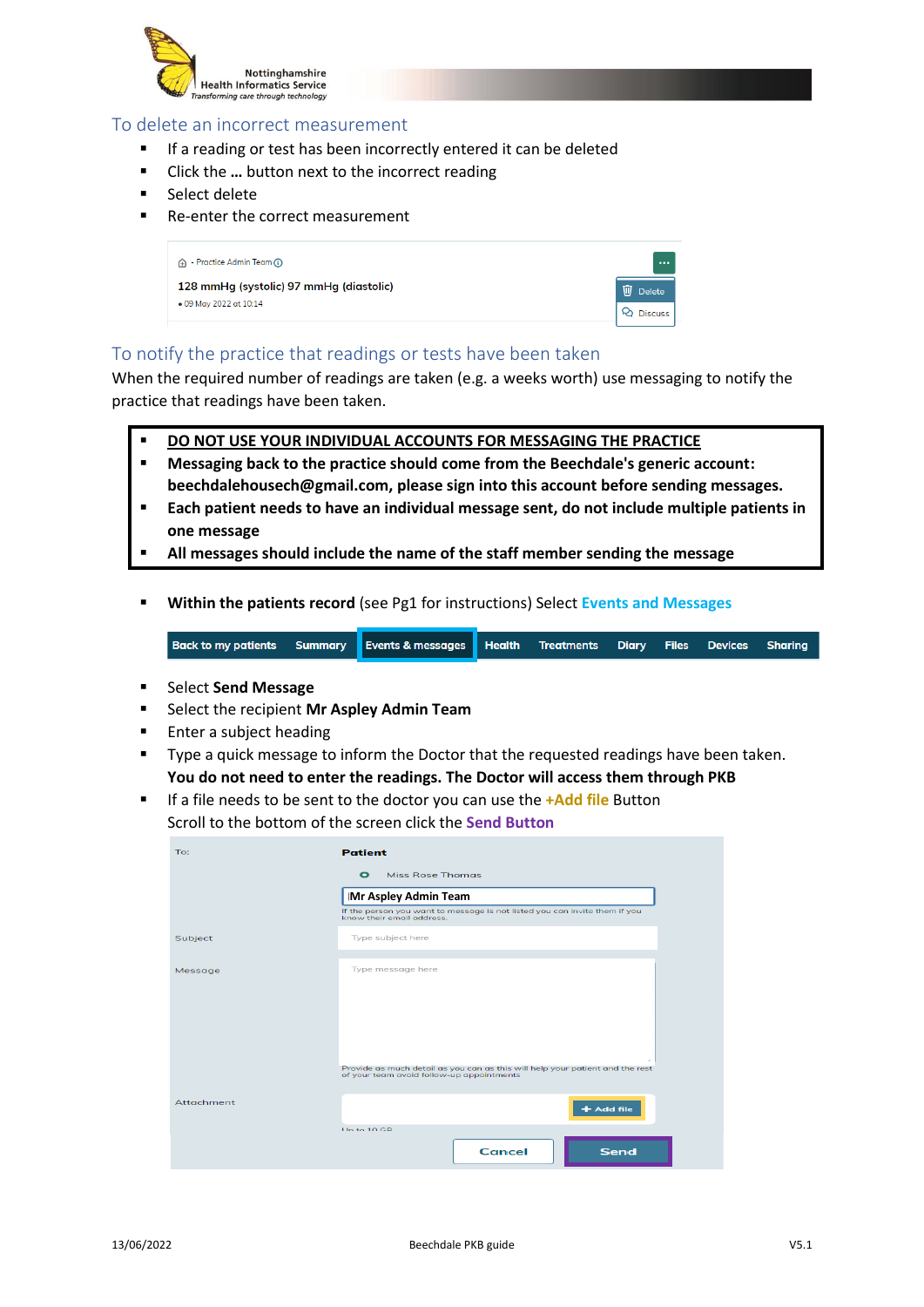## To delete an incorrect measurement

- If a reading or test has been incorrectly entered it can be deleted
- Click the **…** button next to the incorrect reading
- Select delete
- Re-enter the correct measurement

## To notify the practice that readings or tests have been taken

When the required number of readings are taken (e.g. a weeks worth) use messaging to notify the practice that readings have been taken.

- **DO NOT USE YOUR INDIVIDUAL ACCOUNTS FOR MESSAGING THE PRACTICE**
- **Messaging back to the practice should come from the Beechdale's generic account: beechdalehousech@gmail.com, please sign into this account before sending messages.**
- **Each patient needs to have an individual message sent, do not include multiple patients in one message**
- **All messages should include the name of the staff member sending the message**

- **Within the patients record** (see Pg1 for instructions) Select **Events and Messages**

- Select **Send Message**
- Select the recipient **Mr Aspley Admin Team**
- Enter a subject heading
- Type a quick message to inform the Doctor that the requested readings have been taken. **You do not need to enter the readings. The Doctor will access them through PKB**
- If a file needs to be sent to the doctor you can use the **+Add file** Button
  Scroll to the bottom of the screen click the **Send Button**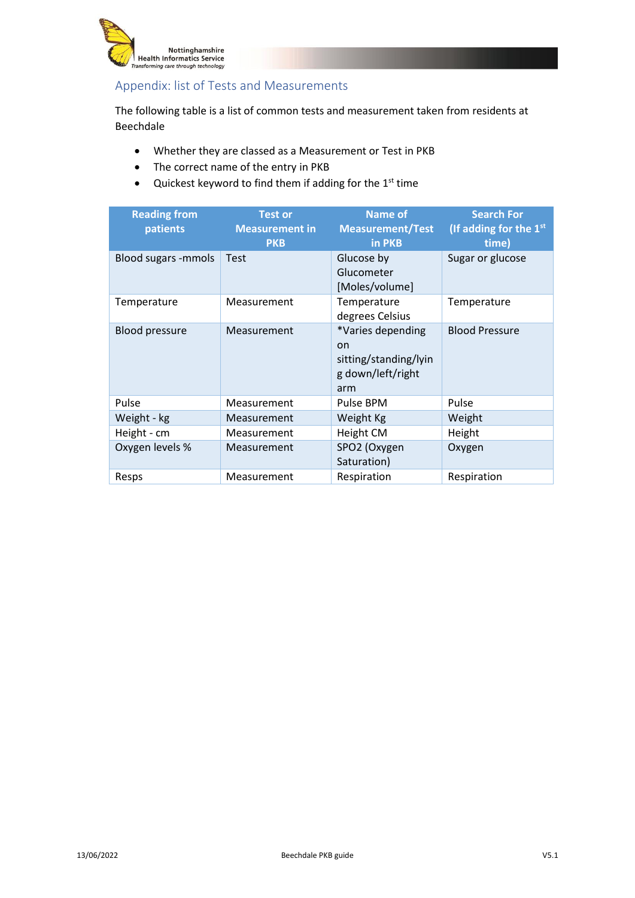## Appendix: list of Tests and Measurements

The following table is a list of common tests and measurement taken from residents at Beechdale

- Whether they are classed as a Measurement or Test in PKB
- The correct name of the entry in PKB
- Quickest keyword to find them if adding for the 1st time

| Reading from patients | Test or Measurement in PKB | Name of Measurement/Test in PKB | Search For (If adding for the 1st time) |
|---|---|---|---|
| Blood sugars -mmols | Test | Glucose by Glucometer [Moles/volume] | Sugar or glucose |
| Temperature | Measurement | Temperature degrees Celsius | Temperature |
| Blood pressure | Measurement | *Varies depending on sitting/standing/lying down/left/right arm | Blood Pressure |
| Pulse | Measurement | Pulse BPM | Pulse |
| Weight - kg | Measurement | Weight Kg | Weight |
| Height - cm | Measurement | Height CM | Height |
| Oxygen levels % | Measurement | SPO2 (Oxygen Saturation) | Oxygen |
| Resps | Measurement | Respiration | Respiration |